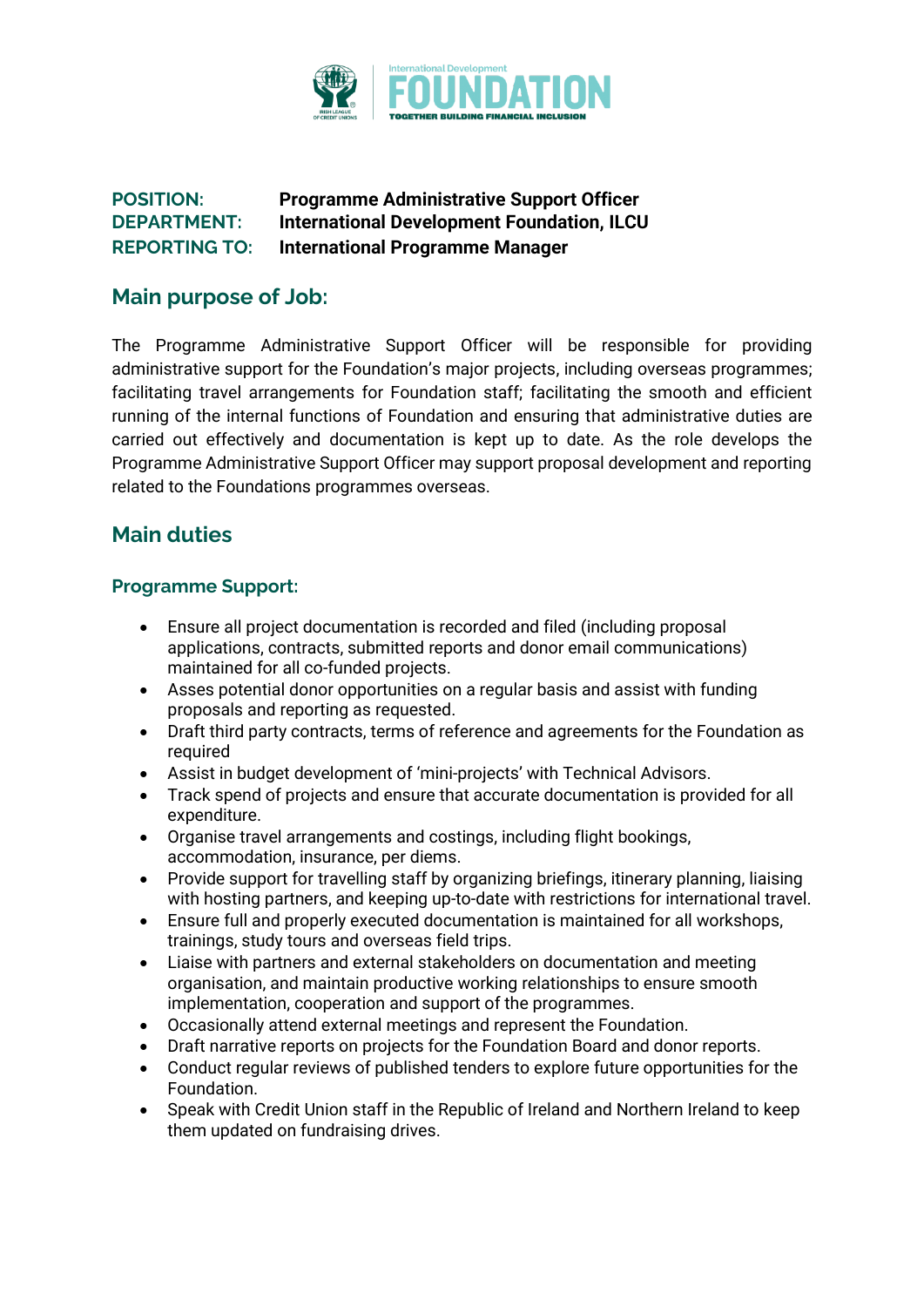**POSITION:** Programme Administrative Support Officer
**DEPARTMENT:** International Development Foundation, ILCU
**REPORTING TO:** International Programme Manager

## Main purpose of Job:

The Programme Administrative Support Officer will be responsible for providing administrative support for the Foundation's major projects, including overseas programmes; facilitating travel arrangements for Foundation staff; facilitating the smooth and efficient running of the internal functions of Foundation and ensuring that administrative duties are carried out effectively and documentation is kept up to date. As the role develops the Programme Administrative Support Officer may support proposal development and reporting related to the Foundations programmes overseas.

## Main duties

### Programme Support:

- Ensure all project documentation is recorded and filed (including proposal applications, contracts, submitted reports and donor email communications) maintained for all co-funded projects.
- Asses potential donor opportunities on a regular basis and assist with funding proposals and reporting as requested.
- Draft third party contracts, terms of reference and agreements for the Foundation as required
- Assist in budget development of 'mini-projects' with Technical Advisors.
- Track spend of projects and ensure that accurate documentation is provided for all expenditure.
- Organise travel arrangements and costings, including flight bookings, accommodation, insurance, per diems.
- Provide support for travelling staff by organizing briefings, itinerary planning, liaising with hosting partners, and keeping up-to-date with restrictions for international travel.
- Ensure full and properly executed documentation is maintained for all workshops, trainings, study tours and overseas field trips.
- Liaise with partners and external stakeholders on documentation and meeting organisation, and maintain productive working relationships to ensure smooth implementation, cooperation and support of the programmes.
- Occasionally attend external meetings and represent the Foundation.
- Draft narrative reports on projects for the Foundation Board and donor reports.
- Conduct regular reviews of published tenders to explore future opportunities for the Foundation.
- Speak with Credit Union staff in the Republic of Ireland and Northern Ireland to keep them updated on fundraising drives.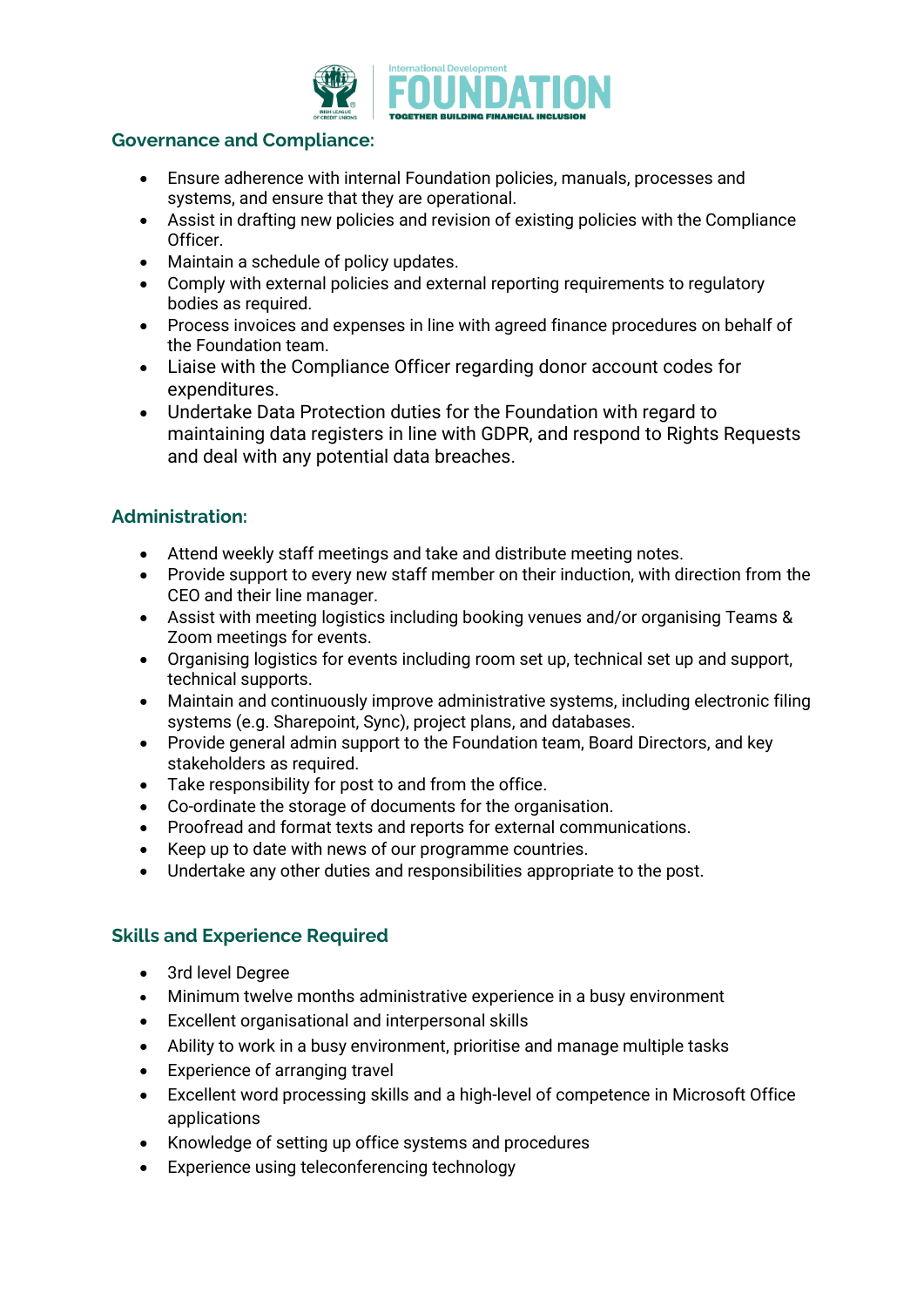## Governance and Compliance:

- Ensure adherence with internal Foundation policies, manuals, processes and systems, and ensure that they are operational.
- Assist in drafting new policies and revision of existing policies with the Compliance Officer.
- Maintain a schedule of policy updates.
- Comply with external policies and external reporting requirements to regulatory bodies as required.
- Process invoices and expenses in line with agreed finance procedures on behalf of the Foundation team.
- Liaise with the Compliance Officer regarding donor account codes for expenditures.
- Undertake Data Protection duties for the Foundation with regard to maintaining data registers in line with GDPR, and respond to Rights Requests and deal with any potential data breaches.

## Administration:

- Attend weekly staff meetings and take and distribute meeting notes.
- Provide support to every new staff member on their induction, with direction from the CEO and their line manager.
- Assist with meeting logistics including booking venues and/or organising Teams & Zoom meetings for events.
- Organising logistics for events including room set up, technical set up and support, technical supports.
- Maintain and continuously improve administrative systems, including electronic filing systems (e.g. Sharepoint, Sync), project plans, and databases.
- Provide general admin support to the Foundation team, Board Directors, and key stakeholders as required.
- Take responsibility for post to and from the office.
- Co-ordinate the storage of documents for the organisation.
- Proofread and format texts and reports for external communications.
- Keep up to date with news of our programme countries.
- Undertake any other duties and responsibilities appropriate to the post.

## Skills and Experience Required

- 3rd level Degree
- Minimum twelve months administrative experience in a busy environment
- Excellent organisational and interpersonal skills
- Ability to work in a busy environment, prioritise and manage multiple tasks
- Experience of arranging travel
- Excellent word processing skills and a high-level of competence in Microsoft Office applications
- Knowledge of setting up office systems and procedures
- Experience using teleconferencing technology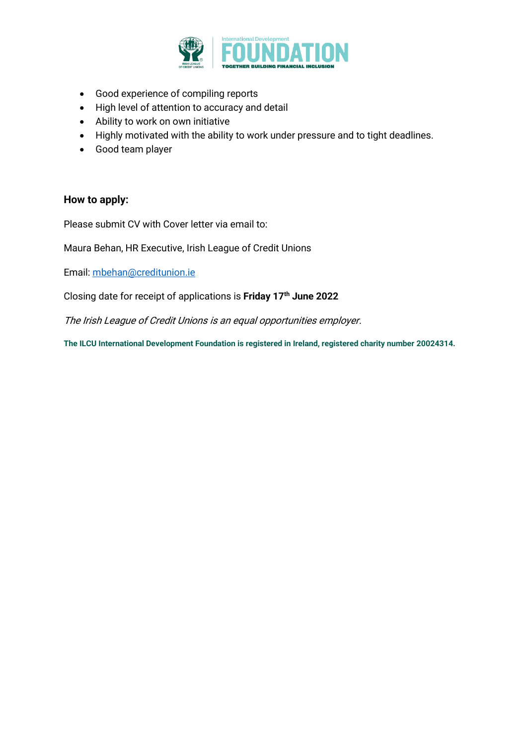- Good experience of compiling reports
- High level of attention to accuracy and detail
- Ability to work on own initiative
- Highly motivated with the ability to work under pressure and to tight deadlines.
- Good team player

### How to apply:

Please submit CV with Cover letter via email to:

Maura Behan, HR Executive, Irish League of Credit Unions

Email: mbehan@creditunion.ie

Closing date for receipt of applications is **Friday 17th June 2022**

*The Irish League of Credit Unions is an equal opportunities employer.*

**The ILCU International Development Foundation is registered in Ireland, registered charity number 20024314.**